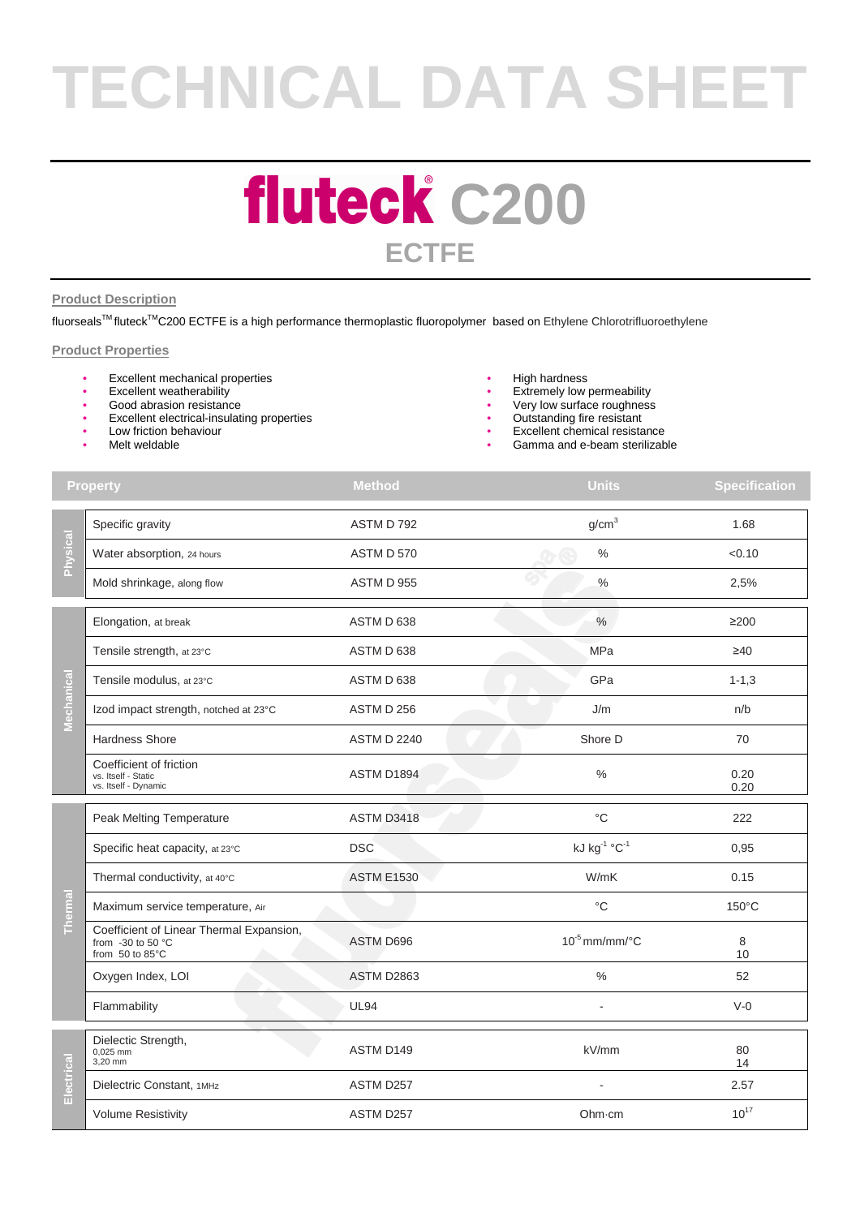# TECHNICAL DATA SHEET

# fluteck® C200

## ECTFE

### Product Description

fluorseals™ fluteck™C200 ECTFE is a high performance thermoplastic fluoropolymer based on Ethylene Chlorotrifluoroethylene

### Product Properties

- Excellent mechanical properties
- Excellent weatherability
- Good abrasion resistance
- Excellent electrical-insulating properties
- Low friction behaviour
- Melt weldable
- High hardness
- Extremely low permeability
- Very low surface roughness
- Outstanding fire resistant
- Excellent chemical resistance
- Gamma and e-beam sterilizable

| | Property | Method | Units | Specification |
|---|---|---|---|---|
| Physical | Specific gravity | ASTM D 792 | $g/cm^3$ | 1.68 |
| | Water absorption, 24 hours | ASTM D 570 | % | <0.10 |
| | Mold shrinkage, along flow | ASTM D 955 | % | 2,5% |
| Mechanical | Elongation, at break | ASTM D 638 | % | ≥200 |
| | Tensile strength, at 23°C | ASTM D 638 | MPa | ≥40 |
| | Tensile modulus, at 23°C | ASTM D 638 | GPa | 1-1,3 |
| | Izod impact strength, notched at 23°C | ASTM D 256 | J/m | n/b |
| | Hardness Shore | ASTM D 2240 | Shore D | 70 |
| | Coefficient of friction<br>vs. Itself - Static<br>vs. Itself - Dynamic | ASTM D1894 | % | 0.20<br>0.20 |
| Thermal | Peak Melting Temperature | ASTM D3418 | °C | 222 |
| | Specific heat capacity, at 23°C | DSC | $kJ\ kg^{-1}\ °C^{-1}$ | 0,95 |
| | Thermal conductivity, at 40°C | ASTM E1530 | W/mK | 0.15 |
| | Maximum service temperature, Air | | °C | 150°C |
| | Coefficient of Linear Thermal Expansion,<br>from -30 to 50 °C<br>from 50 to 85°C | ASTM D696 | $10^{-5}$ mm/mm/°C | 8<br>10 |
| | Oxygen Index, LOI | ASTM D2863 | % | 52 |
| | Flammability | UL94 | - | V-0 |
| Electrical | Dielectic Strength,<br>0,025 mm<br>3,20 mm | ASTM D149 | kV/mm | 80<br>14 |
| | Dielectric Constant, 1MHz | ASTM D257 | - | 2.57 |
| | Volume Resistivity | ASTM D257 | Ohm·cm | $10^{17}$ |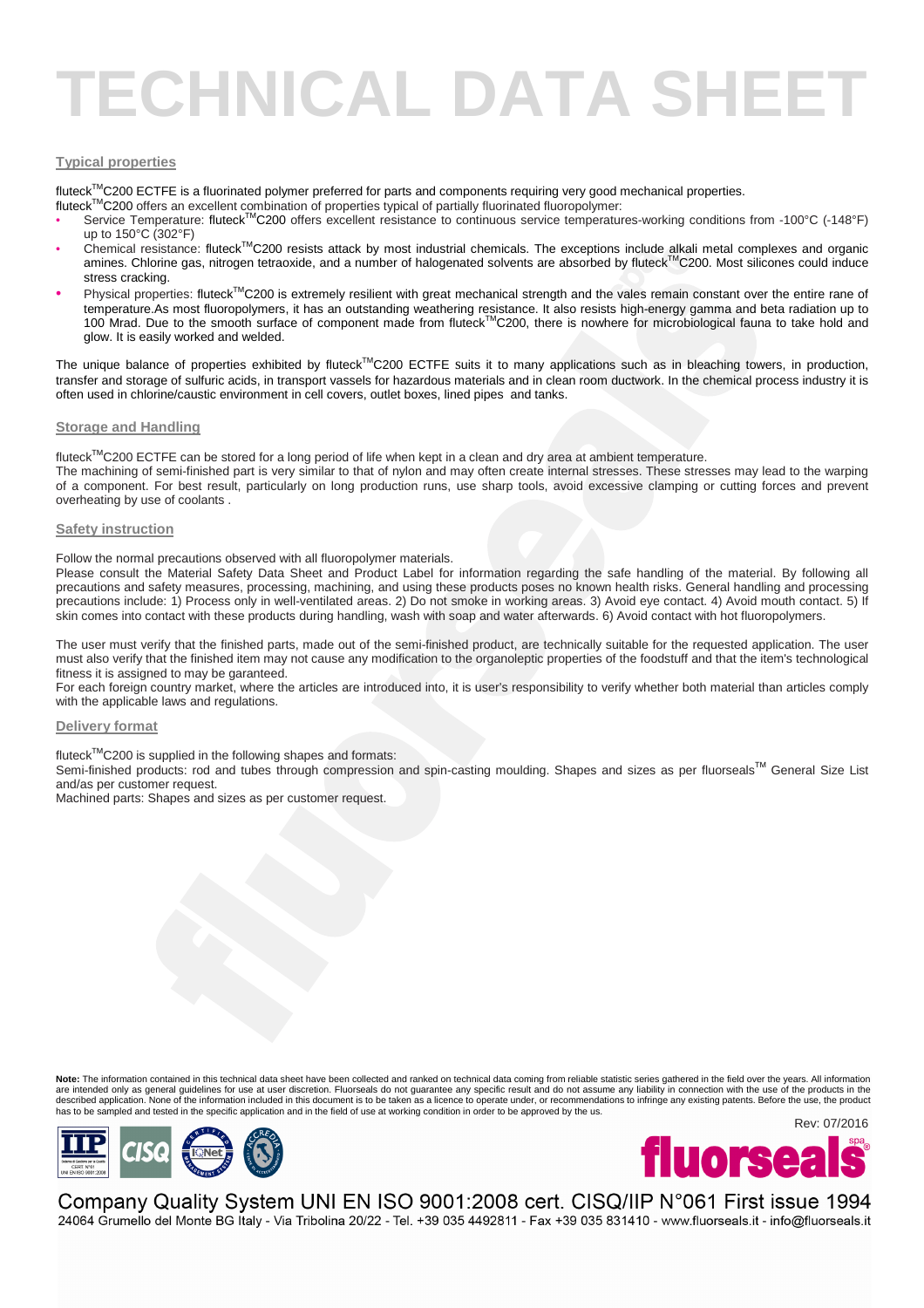# TECHNICAL DATA SHEET

## Typical properties

fluteck™C200 ECTFE is a fluorinated polymer preferred for parts and components requiring very good mechanical properties.
fluteck™C200 offers an excellent combination of properties typical of partially fluorinated fluoropolymer:

- Service Temperature: fluteck™C200 offers excellent resistance to continuous service temperatures-working conditions from -100°C (-148°F) up to 150°C (302°F)
- Chemical resistance: fluteck™C200 resists attack by most industrial chemicals. The exceptions include alkali metal complexes and organic amines. Chlorine gas, nitrogen tetraoxide, and a number of halogenated solvents are absorbed by fluteck™C200. Most silicones could induce stress cracking.
- Physical properties: fluteck™C200 is extremely resilient with great mechanical strength and the vales remain constant over the entire rane of temperature.As most fluoropolymers, it has an outstanding weathering resistance. It also resists high-energy gamma and beta radiation up to 100 Mrad. Due to the smooth surface of component made from fluteck™C200, there is nowhere for microbiological fauna to take hold and glow. It is easily worked and welded.

The unique balance of properties exhibited by fluteck™C200 ECTFE suits it to many applications such as in bleaching towers, in production, transfer and storage of sulfuric acids, in transport vessels for hazardous materials and in clean room ductwork. In the chemical process industry it is often used in chlorine/caustic environment in cell covers, outlet boxes, lined pipes and tanks.

## Storage and Handling

fluteck™C200 ECTFE can be stored for a long period of life when kept in a clean and dry area at ambient temperature.
The machining of semi-finished part is very similar to that of nylon and may often create internal stresses. These stresses may lead to the warping of a component. For best result, particularly on long production runs, use sharp tools, avoid excessive clamping or cutting forces and prevent overheating by use of coolants .

## Safety instruction

Follow the normal precautions observed with all fluoropolymer materials.
Please consult the Material Safety Data Sheet and Product Label for information regarding the safe handling of the material. By following all precautions and safety measures, processing, machining, and using these products poses no known health risks. General handling and processing precautions include: 1) Process only in well-ventilated areas. 2) Do not smoke in working areas. 3) Avoid eye contact. 4) Avoid mouth contact. 5) If skin comes into contact with these products during handling, wash with soap and water afterwards. 6) Avoid contact with hot fluoropolymers.

The user must verify that the finished parts, made out of the semi-finished product, are technically suitable for the requested application. The user must also verify that the finished item may not cause any modification to the organoleptic properties of the foodstuff and that the item's technological fitness it is assigned to may be garanteed.
For each foreign country market, where the articles are introduced into, it is user's responsibility to verify whether both material than articles comply with the applicable laws and regulations.

## Delivery format

fluteck™C200 is supplied in the following shapes and formats:
Semi-finished products: rod and tubes through compression and spin-casting moulding. Shapes and sizes as per fluorseals™ General Size List and/as per customer request.
Machined parts: Shapes and sizes as per customer request.

**Note:** The information contained in this technical data sheet have been collected and ranked on technical data coming from reliable statistic series gathered in the field over the years. All information are intended only as general guidelines for use at user discretion. Fluorseals do not guarantee any specific result and do not assume any liability in connection with the use of the products in the described application. None of the information included in this document is to be taken as a licence to operate under, or recommendations to infringe any existing patents. Before the use, the product has to be sampled and tested in the specific application and in the field of use at working condition in order to be approved by the us.

Rev: 07/2016

Company Quality System UNI EN ISO 9001:2008 cert. CISQ/IIP N°061 First issue 1994
24064 Grumello del Monte BG Italy - Via Tribolina 20/22 - Tel. +39 035 4492811 - Fax +39 035 831410 - www.fluorseals.it - info@fluorseals.it